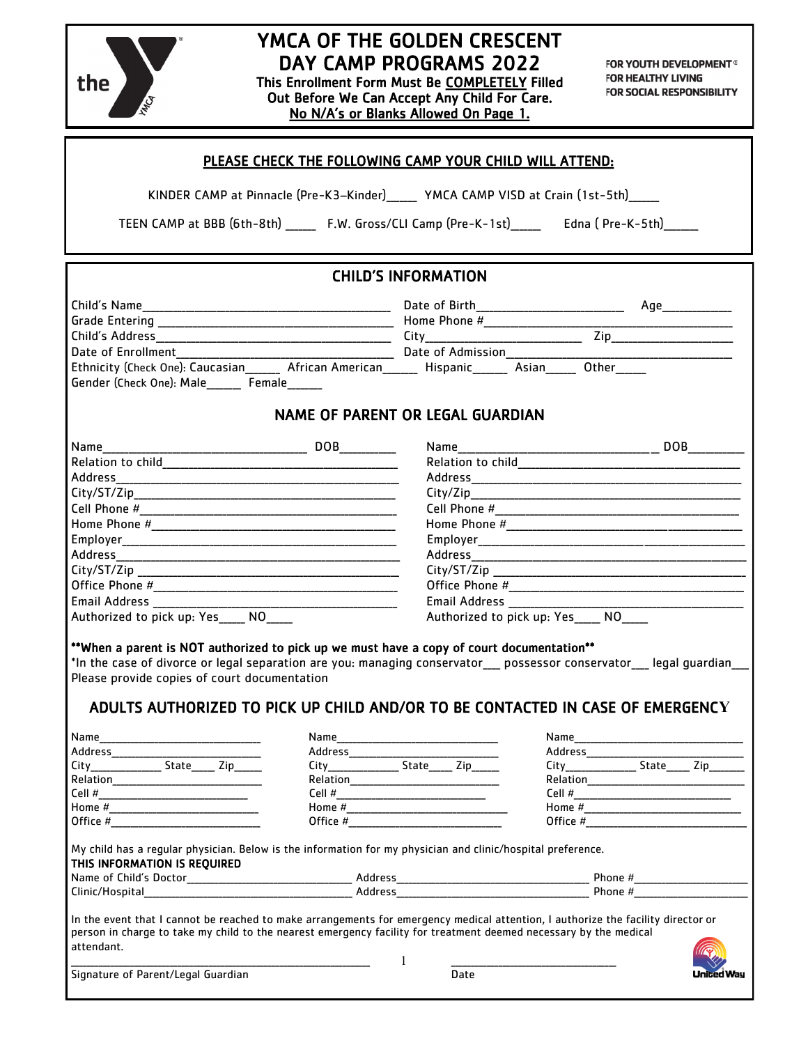# YMCA OF THE GOLDEN CRESCENT
# DAY CAMP PROGRAMS 2022

**This Enrollment Form Must Be COMPLETELY Filled Out Before We Can Accept Any Child For Care.**
**No N/A's or Blanks Allowed On Page 1.**

FOR YOUTH DEVELOPMENT®
FOR HEALTHY LIVING
FOR SOCIAL RESPONSIBILITY

## PLEASE CHECK THE FOLLOWING CAMP YOUR CHILD WILL ATTEND:

KINDER CAMP at Pinnacle (Pre-K3–Kinder)_____ YMCA CAMP VISD at Crain (1st-5th)_____

TEEN CAMP at BBB (6th-8th) _____ F.W. Gross/CLI Camp (Pre-K-1st)_____ Edna ( Pre-K-5th)_____

## CHILD'S INFORMATION

Child's Name_________________________ Date of Birth_______________ Age_______

Grade Entering _________________________ Home Phone #_________________________

Child's Address_________________________ City_______________ Zip_______________

Date of Enrollment_________________________ Date of Admission_________________________

Ethnicity (Check One): Caucasian_____ African American_____ Hispanic_____ Asian_____ Other_____

Gender (Check One): Male_____ Female_____

## NAME OF PARENT OR LEGAL GUARDIAN

Name_________________________ DOB_________

Relation to child_________________________

Address_________________________

City/ST/Zip_________________________

Cell Phone #_________________________

Home Phone #_________________________

Employer_________________________

Address_________________________

City/ST/Zip _________________________

Office Phone #_________________________

Email Address _________________________

Authorized to pick up: Yes____ NO____

Name_________________________ DOB_________

Relation to child_________________________

Address_________________________

City/Zip_________________________

Cell Phone #_________________________

Home Phone #_________________________

Employer_________________________

Address_________________________

City/ST/Zip _________________________

Office Phone #_________________________

Email Address _________________________

Authorized to pick up: Yes____ NO____

**\*\*When a parent is NOT authorized to pick up we must have a copy of court documentation\*\***

*In the case of divorce or legal separation are you: managing conservator___ possessor conservator___ legal guardian___

Please provide copies of court documentation

## ADULTS AUTHORIZED TO PICK UP CHILD AND/OR TO BE CONTACTED IN CASE OF EMERGENCY

Name_________________________

Address_________________________

City__________ State____ Zip_____

Relation_________________________

Cell #_________________________

Home #_________________________

Office #_________________________

Name_________________________

Address_________________________

City__________ State____ Zip_____

Relation_________________________

Cell #_________________________

Home #_________________________

Office #_________________________

Name_________________________

Address_________________________

City__________ State____ Zip_____

Relation_________________________

Cell #_________________________

Home #_________________________

Office #_________________________

My child has a regular physician. Below is the information for my physician and clinic/hospital preference.

**THIS INFORMATION IS REQUIRED**

Name of Child's Doctor_________________________ Address_________________________ Phone #_______________

Clinic/Hospital_________________________ Address_________________________ Phone #_______________

In the event that I cannot be reached to make arrangements for emergency medical attention, I authorize the facility director or person in charge to take my child to the nearest emergency facility for treatment deemed necessary by the medical attendant.

_________________________________________ _________________________

Signature of Parent/Legal Guardian Date

United Way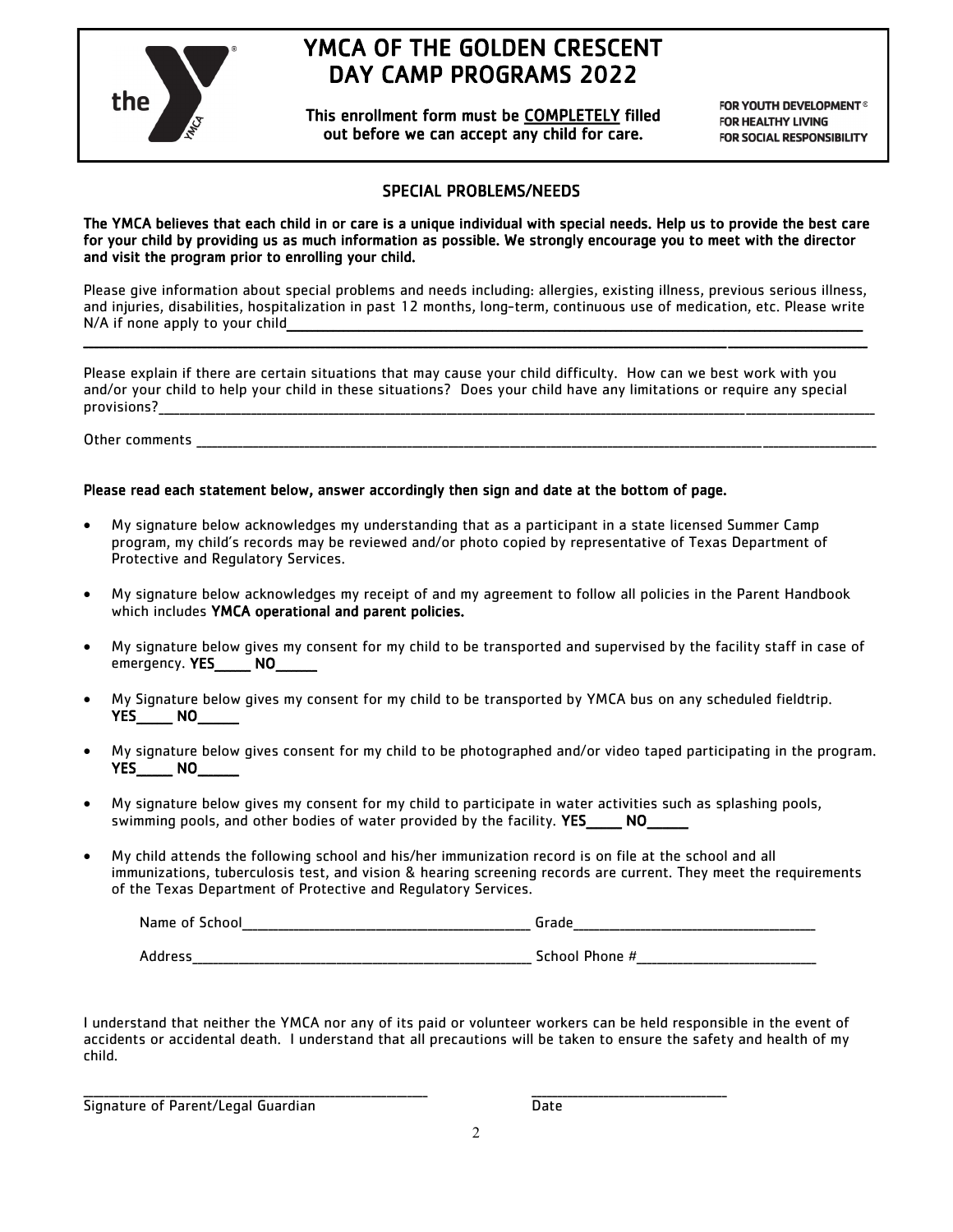# YMCA OF THE GOLDEN CRESCENT DAY CAMP PROGRAMS 2022

**This enrollment form must be COMPLETELY filled out before we can accept any child for care.**

FOR YOUTH DEVELOPMENT®
FOR HEALTHY LIVING
FOR SOCIAL RESPONSIBILITY

## SPECIAL PROBLEMS/NEEDS

**The YMCA believes that each child in or care is a unique individual with special needs. Help us to provide the best care for your child by providing us as much information as possible. We strongly encourage you to meet with the director and visit the program prior to enrolling your child.**

Please give information about special problems and needs including: allergies, existing illness, previous serious illness, and injuries, disabilities, hospitalization in past 12 months, long-term, continuous use of medication, etc. Please write N/A if none apply to your child_______________________________________________________________

_______________________________________________________________________________________________

Please explain if there are certain situations that may cause your child difficulty. How can we best work with you and/or your child to help your child in these situations? Does your child have any limitations or require any special provisions?_______________________________________________________________________________

Other comments ________________________________________________________________________________

**Please read each statement below, answer accordingly then sign and date at the bottom of page.**

- My signature below acknowledges my understanding that as a participant in a state licensed Summer Camp program, my child's records may be reviewed and/or photo copied by representative of Texas Department of Protective and Regulatory Services.
- My signature below acknowledges my receipt of and my agreement to follow all policies in the Parent Handbook which includes **YMCA operational and parent policies.**
- My signature below gives my consent for my child to be transported and supervised by the facility staff in case of emergency. **YES_____ NO_____**
- My Signature below gives my consent for my child to be transported by YMCA bus on any scheduled fieldtrip. **YES_____ NO_____**
- My signature below gives consent for my child to be photographed and/or video taped participating in the program. **YES_____ NO_____**
- My signature below gives my consent for my child to participate in water activities such as splashing pools, swimming pools, and other bodies of water provided by the facility. **YES_____ NO_____**
- My child attends the following school and his/her immunization record is on file at the school and all immunizations, tuberculosis test, and vision & hearing screening records are current. They meet the requirements of the Texas Department of Protective and Regulatory Services.

  Name of School_________________________________________ Grade_________________________________

  Address_______________________________________________ School Phone #_________________________

I understand that neither the YMCA nor any of its paid or volunteer workers can be held responsible in the event of accidents or accidental death. I understand that all precautions will be taken to ensure the safety and health of my child.

_______________________________________________ ____________________________

Signature of Parent/Legal Guardian Date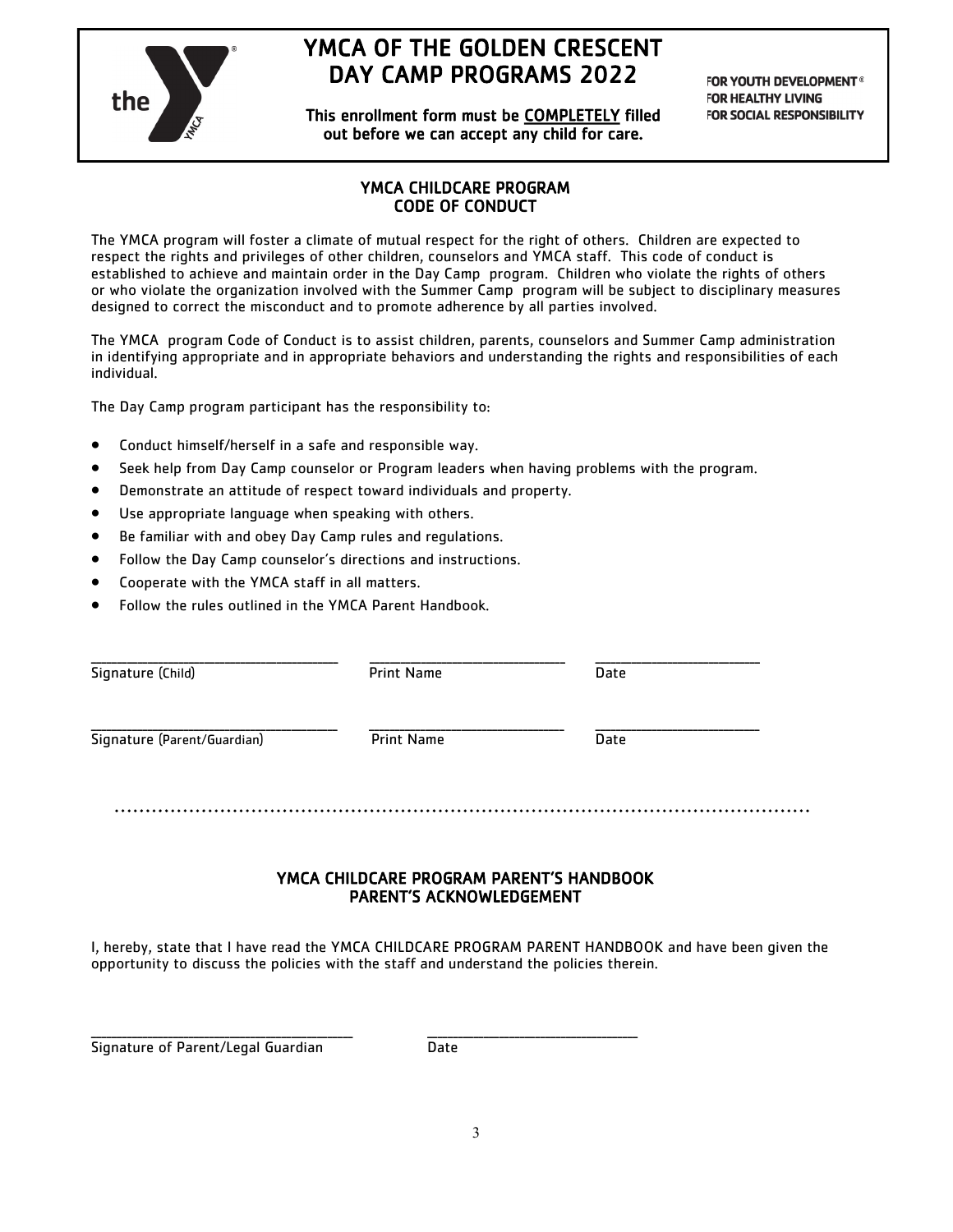# YMCA OF THE GOLDEN CRESCENT DAY CAMP PROGRAMS 2022

This enrollment form must be COMPLETELY filled out before we can accept any child for care.

FOR YOUTH DEVELOPMENT®
FOR HEALTHY LIVING
FOR SOCIAL RESPONSIBILITY

## YMCA CHILDCARE PROGRAM CODE OF CONDUCT

The YMCA program will foster a climate of mutual respect for the right of others. Children are expected to respect the rights and privileges of other children, counselors and YMCA staff. This code of conduct is established to achieve and maintain order in the Day Camp program. Children who violate the rights of others or who violate the organization involved with the Summer Camp program will be subject to disciplinary measures designed to correct the misconduct and to promote adherence by all parties involved.

The YMCA program Code of Conduct is to assist children, parents, counselors and Summer Camp administration in identifying appropriate and in appropriate behaviors and understanding the rights and responsibilities of each individual.

The Day Camp program participant has the responsibility to:

- Conduct himself/herself in a safe and responsible way.
- Seek help from Day Camp counselor or Program leaders when having problems with the program.
- Demonstrate an attitude of respect toward individuals and property.
- Use appropriate language when speaking with others.
- Be familiar with and obey Day Camp rules and regulations.
- Follow the Day Camp counselor's directions and instructions.
- Cooperate with the YMCA staff in all matters.
- Follow the rules outlined in the YMCA Parent Handbook.

| ______________________________ | ______________________________ | ______________________________ |
|---|---|---|
| Signature (Child) | Print Name | Date |

| ______________________________ | ______________________________ | ______________________________ |
|---|---|---|
| Signature (Parent/Guardian) | Print Name | Date |

---

## YMCA CHILDCARE PROGRAM PARENT'S HANDBOOK PARENT'S ACKNOWLEDGEMENT

I, hereby, state that I have read the YMCA CHILDCARE PROGRAM PARENT HANDBOOK and have been given the opportunity to discuss the policies with the staff and understand the policies therein.

| ______________________________ | ______________________________ |
|---|---|
| Signature of Parent/Legal Guardian | Date |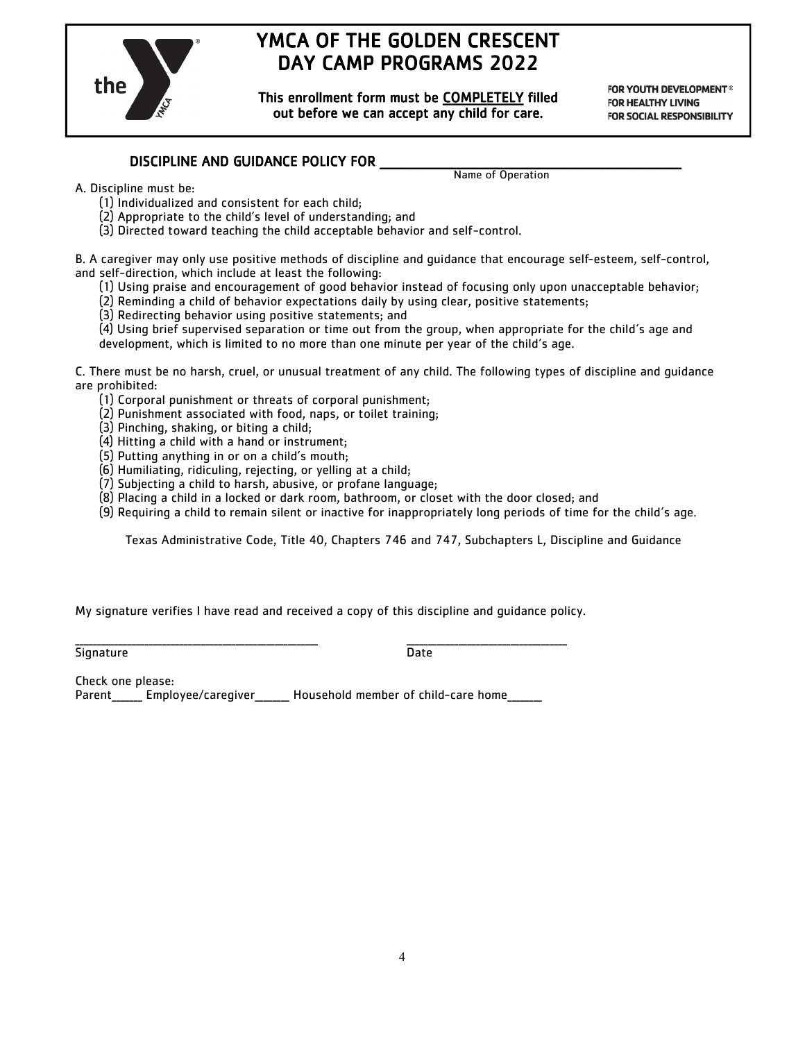# YMCA OF THE GOLDEN CRESCENT
# DAY CAMP PROGRAMS 2022

**This enrollment form must be COMPLETELY filled out before we can accept any child for care.**

FOR YOUTH DEVELOPMENT®
FOR HEALTHY LIVING
FOR SOCIAL RESPONSIBILITY

## DISCIPLINE AND GUIDANCE POLICY FOR ______________________________

Name of Operation

A. Discipline must be:

(1) Individualized and consistent for each child;
(2) Appropriate to the child's level of understanding; and
(3) Directed toward teaching the child acceptable behavior and self-control.

B. A caregiver may only use positive methods of discipline and guidance that encourage self-esteem, self-control, and self-direction, which include at least the following:

(1) Using praise and encouragement of good behavior instead of focusing only upon unacceptable behavior;
(2) Reminding a child of behavior expectations daily by using clear, positive statements;
(3) Redirecting behavior using positive statements; and
(4) Using brief supervised separation or time out from the group, when appropriate for the child's age and development, which is limited to no more than one minute per year of the child's age.

C. There must be no harsh, cruel, or unusual treatment of any child. The following types of discipline and guidance are prohibited:

(1) Corporal punishment or threats of corporal punishment;
(2) Punishment associated with food, naps, or toilet training;
(3) Pinching, shaking, or biting a child;
(4) Hitting a child with a hand or instrument;
(5) Putting anything in or on a child's mouth;
(6) Humiliating, ridiculing, rejecting, or yelling at a child;
(7) Subjecting a child to harsh, abusive, or profane language;
(8) Placing a child in a locked or dark room, bathroom, or closet with the door closed; and
(9) Requiring a child to remain silent or inactive for inappropriately long periods of time for the child's age.

Texas Administrative Code, Title 40, Chapters 746 and 747, Subchapters L, Discipline and Guidance

My signature verifies I have read and received a copy of this discipline and guidance policy.

______________________________ ____________________
Signature Date

Check one please:
Parent_____ Employee/caregiver_____ Household member of child-care home_____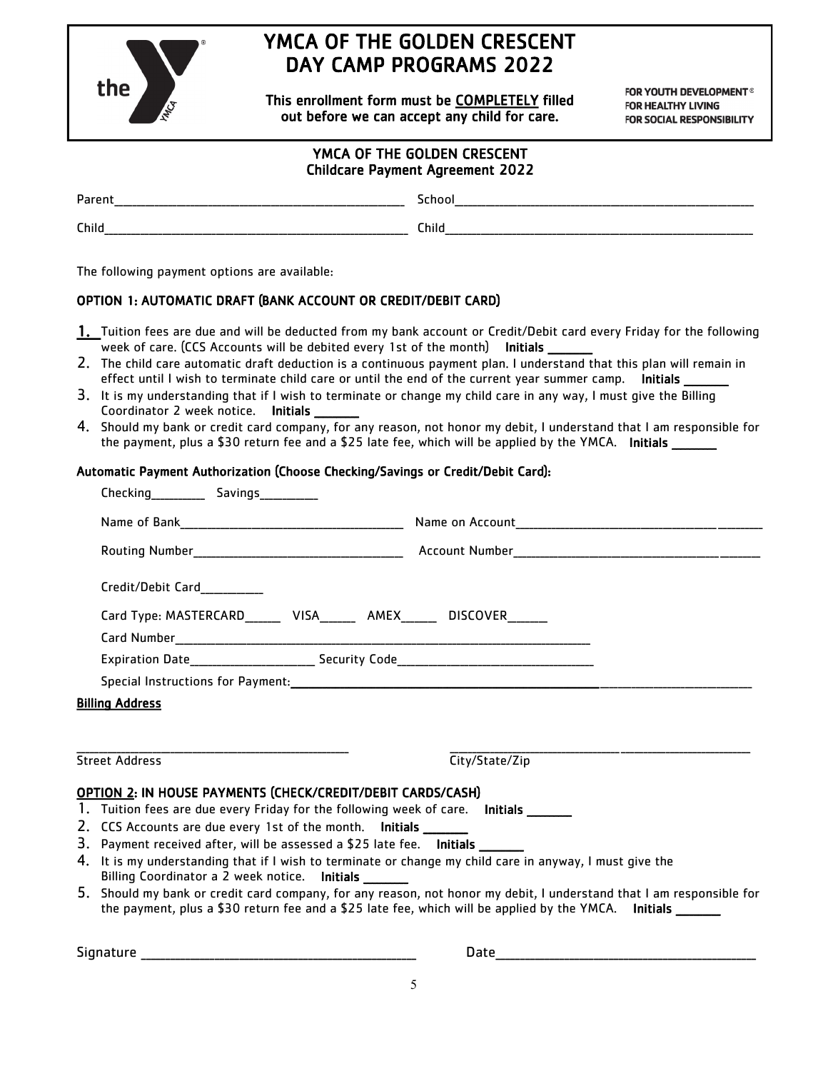# YMCA OF THE GOLDEN CRESCENT DAY CAMP PROGRAMS 2022

This enrollment form must be COMPLETELY filled out before we can accept any child for care.

FOR YOUTH DEVELOPMENT®
FOR HEALTHY LIVING
FOR SOCIAL RESPONSIBILITY

## YMCA OF THE GOLDEN CRESCENT
## Childcare Payment Agreement 2022

Parent_______________________________________________ School_______________________________________________

Child_______________________________________________ Child_______________________________________________

The following payment options are available:

### OPTION 1: AUTOMATIC DRAFT (BANK ACCOUNT OR CREDIT/DEBIT CARD)

1. Tuition fees are due and will be deducted from my bank account or Credit/Debit card every Friday for the following week of care. (CCS Accounts will be debited every 1st of the month) **Initials _______**
2. The child care automatic draft deduction is a continuous payment plan. I understand that this plan will remain in effect until I wish to terminate child care or until the end of the current year summer camp. **Initials _______**
3. It is my understanding that if I wish to terminate or change my child care in any way, I must give the Billing Coordinator 2 week notice. **Initials _______**
4. Should my bank or credit card company, for any reason, not honor my debit, I understand that I am responsible for the payment, plus a $30 return fee and a $25 late fee, which will be applied by the YMCA. **Initials _______**

### Automatic Payment Authorization (Choose Checking/Savings or Credit/Debit Card):

Checking_________ Savings_________

Name of Bank___________________________________ Name on Account___________________________________

Routing Number_________________________________ Account Number___________________________________

Credit/Debit Card__________

Card Type: MASTERCARD______ VISA______ AMEX______ DISCOVER______

Card Number_______________________________________________________________

Expiration Date____________________ Security Code________________________________

Special Instructions for Payment:___________________________________________________________

**Billing Address**

_____________________________________________ _____________________________________________

Street Address City/State/Zip

### OPTION 2: IN HOUSE PAYMENTS (CHECK/CREDIT/DEBIT CARDS/CASH)

1. Tuition fees are due every Friday for the following week of care. **Initials _______**
2. CCS Accounts are due every 1st of the month. **Initials _______**
3. Payment received after, will be assessed a $25 late fee. **Initials _______**
4. It is my understanding that if I wish to terminate or change my child care in anyway, I must give the Billing Coordinator a 2 week notice. **Initials _______**
5. Should my bank or credit card company, for any reason, not honor my debit, I understand that I am responsible for the payment, plus a $30 return fee and a $25 late fee, which will be applied by the YMCA. **Initials _______**

Signature _________________________________________ Date_________________________________________